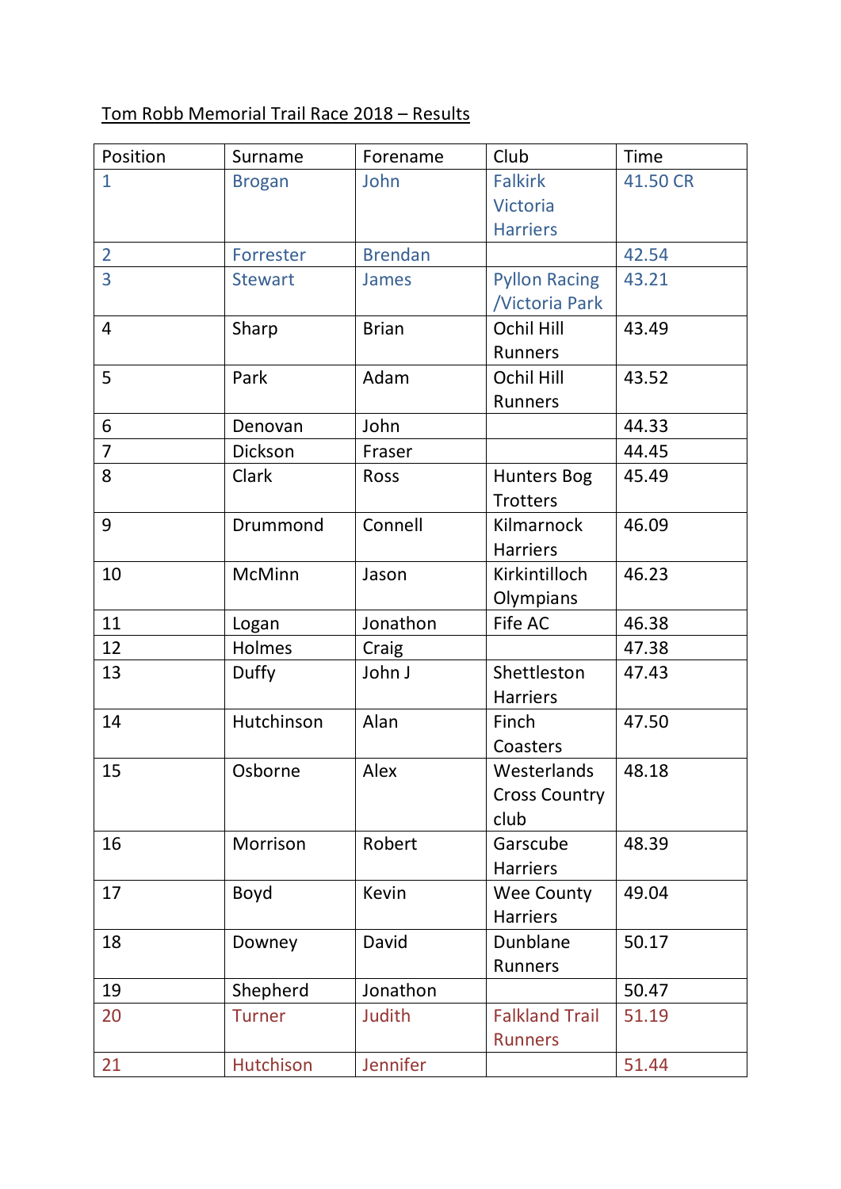Tom Robb Memorial Trail Race 2018 – Results

| Position | Surname | Forename | Club | Time |
|---|---|---|---|---|
| 1 | Brogan | John | Falkirk Victoria Harriers | 41.50 CR |
| 2 | Forrester | Brendan | | 42.54 |
| 3 | Stewart | James | Pyllon Racing /Victoria Park | 43.21 |
| 4 | Sharp | Brian | Ochil Hill Runners | 43.49 |
| 5 | Park | Adam | Ochil Hill Runners | 43.52 |
| 6 | Denovan | John | | 44.33 |
| 7 | Dickson | Fraser | | 44.45 |
| 8 | Clark | Ross | Hunters Bog Trotters | 45.49 |
| 9 | Drummond | Connell | Kilmarnock Harriers | 46.09 |
| 10 | McMinn | Jason | Kirkintilloch Olympians | 46.23 |
| 11 | Logan | Jonathon | Fife AC | 46.38 |
| 12 | Holmes | Craig | | 47.38 |
| 13 | Duffy | John J | Shettleston Harriers | 47.43 |
| 14 | Hutchinson | Alan | Finch Coasters | 47.50 |
| 15 | Osborne | Alex | Westerlands Cross Country club | 48.18 |
| 16 | Morrison | Robert | Garscube Harriers | 48.39 |
| 17 | Boyd | Kevin | Wee County Harriers | 49.04 |
| 18 | Downey | David | Dunblane Runners | 50.17 |
| 19 | Shepherd | Jonathon | | 50.47 |
| 20 | Turner | Judith | Falkland Trail Runners | 51.19 |
| 21 | Hutchison | Jennifer | | 51.44 |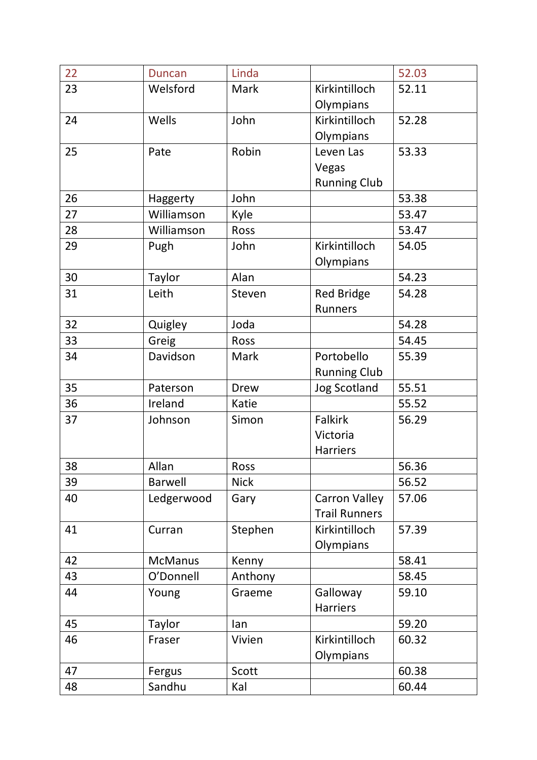| 22 | Duncan | Linda | | 52.03 |
|---|---|---|---|---|
| 23 | Welsford | Mark | Kirkintilloch Olympians | 52.11 |
| 24 | Wells | John | Kirkintilloch Olympians | 52.28 |
| 25 | Pate | Robin | Leven Las Vegas Running Club | 53.33 |
| 26 | Haggerty | John | | 53.38 |
| 27 | Williamson | Kyle | | 53.47 |
| 28 | Williamson | Ross | | 53.47 |
| 29 | Pugh | John | Kirkintilloch Olympians | 54.05 |
| 30 | Taylor | Alan | | 54.23 |
| 31 | Leith | Steven | Red Bridge Runners | 54.28 |
| 32 | Quigley | Joda | | 54.28 |
| 33 | Greig | Ross | | 54.45 |
| 34 | Davidson | Mark | Portobello Running Club | 55.39 |
| 35 | Paterson | Drew | Jog Scotland | 55.51 |
| 36 | Ireland | Katie | | 55.52 |
| 37 | Johnson | Simon | Falkirk Victoria Harriers | 56.29 |
| 38 | Allan | Ross | | 56.36 |
| 39 | Barwell | Nick | | 56.52 |
| 40 | Ledgerwood | Gary | Carron Valley Trail Runners | 57.06 |
| 41 | Curran | Stephen | Kirkintilloch Olympians | 57.39 |
| 42 | McManus | Kenny | | 58.41 |
| 43 | O'Donnell | Anthony | | 58.45 |
| 44 | Young | Graeme | Galloway Harriers | 59.10 |
| 45 | Taylor | Ian | | 59.20 |
| 46 | Fraser | Vivien | Kirkintilloch Olympians | 60.32 |
| 47 | Fergus | Scott | | 60.38 |
| 48 | Sandhu | Kal | | 60.44 |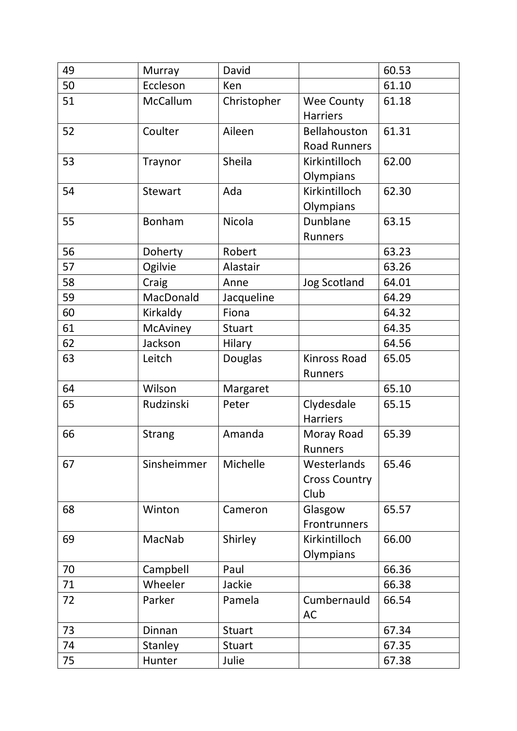| 49 | Murray | David | | 60.53 |
|---|---|---|---|---|
| 50 | Eccleson | Ken | | 61.10 |
| 51 | McCallum | Christopher | Wee County Harriers | 61.18 |
| 52 | Coulter | Aileen | Bellahouston Road Runners | 61.31 |
| 53 | Traynor | Sheila | Kirkintilloch Olympians | 62.00 |
| 54 | Stewart | Ada | Kirkintilloch Olympians | 62.30 |
| 55 | Bonham | Nicola | Dunblane Runners | 63.15 |
| 56 | Doherty | Robert | | 63.23 |
| 57 | Ogilvie | Alastair | | 63.26 |
| 58 | Craig | Anne | Jog Scotland | 64.01 |
| 59 | MacDonald | Jacqueline | | 64.29 |
| 60 | Kirkaldy | Fiona | | 64.32 |
| 61 | McAviney | Stuart | | 64.35 |
| 62 | Jackson | Hilary | | 64.56 |
| 63 | Leitch | Douglas | Kinross Road Runners | 65.05 |
| 64 | Wilson | Margaret | | 65.10 |
| 65 | Rudzinski | Peter | Clydesdale Harriers | 65.15 |
| 66 | Strang | Amanda | Moray Road Runners | 65.39 |
| 67 | Sinsheimmer | Michelle | Westerlands Cross Country Club | 65.46 |
| 68 | Winton | Cameron | Glasgow Frontrunners | 65.57 |
| 69 | MacNab | Shirley | Kirkintilloch Olympians | 66.00 |
| 70 | Campbell | Paul | | 66.36 |
| 71 | Wheeler | Jackie | | 66.38 |
| 72 | Parker | Pamela | Cumbernauld AC | 66.54 |
| 73 | Dinnan | Stuart | | 67.34 |
| 74 | Stanley | Stuart | | 67.35 |
| 75 | Hunter | Julie | | 67.38 |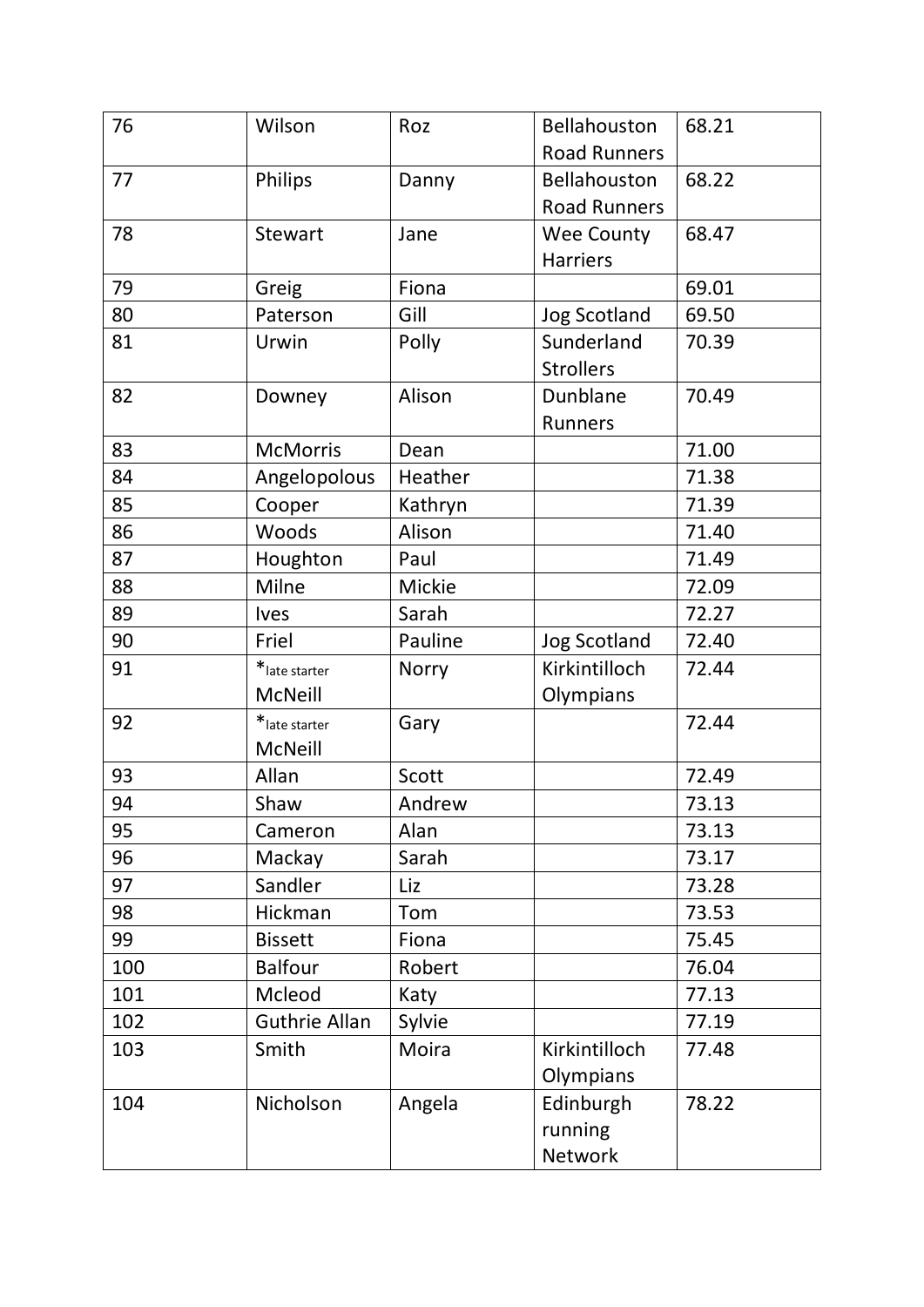| 76 | Wilson | Roz | Bellahouston Road Runners | 68.21 |
|---|---|---|---|---|
| 77 | Philips | Danny | Bellahouston Road Runners | 68.22 |
| 78 | Stewart | Jane | Wee County Harriers | 68.47 |
| 79 | Greig | Fiona | | 69.01 |
| 80 | Paterson | Gill | Jog Scotland | 69.50 |
| 81 | Urwin | Polly | Sunderland Strollers | 70.39 |
| 82 | Downey | Alison | Dunblane Runners | 70.49 |
| 83 | McMorris | Dean | | 71.00 |
| 84 | Angelopolous | Heather | | 71.38 |
| 85 | Cooper | Kathryn | | 71.39 |
| 86 | Woods | Alison | | 71.40 |
| 87 | Houghton | Paul | | 71.49 |
| 88 | Milne | Mickie | | 72.09 |
| 89 | Ives | Sarah | | 72.27 |
| 90 | Friel | Pauline | Jog Scotland | 72.40 |
| 91 | *late starter McNeill | Norry | Kirkintilloch Olympians | 72.44 |
| 92 | *late starter McNeill | Gary | | 72.44 |
| 93 | Allan | Scott | | 72.49 |
| 94 | Shaw | Andrew | | 73.13 |
| 95 | Cameron | Alan | | 73.13 |
| 96 | Mackay | Sarah | | 73.17 |
| 97 | Sandler | Liz | | 73.28 |
| 98 | Hickman | Tom | | 73.53 |
| 99 | Bissett | Fiona | | 75.45 |
| 100 | Balfour | Robert | | 76.04 |
| 101 | Mcleod | Katy | | 77.13 |
| 102 | Guthrie Allan | Sylvie | | 77.19 |
| 103 | Smith | Moira | Kirkintilloch Olympians | 77.48 |
| 104 | Nicholson | Angela | Edinburgh running Network | 78.22 |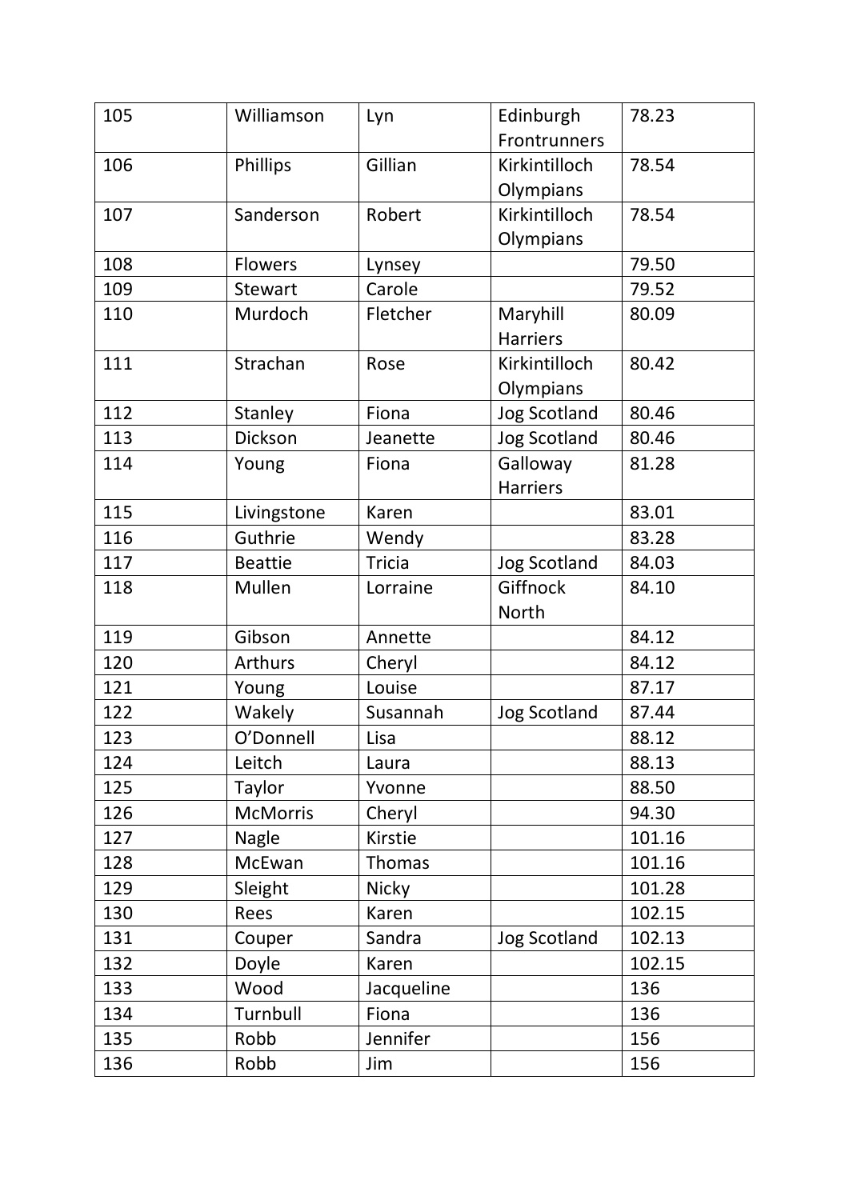| 105 | Williamson | Lyn | Edinburgh Frontrunners | 78.23 |
|---|---|---|---|---|
| 106 | Phillips | Gillian | Kirkintilloch Olympians | 78.54 |
| 107 | Sanderson | Robert | Kirkintilloch Olympians | 78.54 |
| 108 | Flowers | Lynsey | | 79.50 |
| 109 | Stewart | Carole | | 79.52 |
| 110 | Murdoch | Fletcher | Maryhill Harriers | 80.09 |
| 111 | Strachan | Rose | Kirkintilloch Olympians | 80.42 |
| 112 | Stanley | Fiona | Jog Scotland | 80.46 |
| 113 | Dickson | Jeanette | Jog Scotland | 80.46 |
| 114 | Young | Fiona | Galloway Harriers | 81.28 |
| 115 | Livingstone | Karen | | 83.01 |
| 116 | Guthrie | Wendy | | 83.28 |
| 117 | Beattie | Tricia | Jog Scotland | 84.03 |
| 118 | Mullen | Lorraine | Giffnock North | 84.10 |
| 119 | Gibson | Annette | | 84.12 |
| 120 | Arthurs | Cheryl | | 84.12 |
| 121 | Young | Louise | | 87.17 |
| 122 | Wakely | Susannah | Jog Scotland | 87.44 |
| 123 | O'Donnell | Lisa | | 88.12 |
| 124 | Leitch | Laura | | 88.13 |
| 125 | Taylor | Yvonne | | 88.50 |
| 126 | McMorris | Cheryl | | 94.30 |
| 127 | Nagle | Kirstie | | 101.16 |
| 128 | McEwan | Thomas | | 101.16 |
| 129 | Sleight | Nicky | | 101.28 |
| 130 | Rees | Karen | | 102.15 |
| 131 | Couper | Sandra | Jog Scotland | 102.13 |
| 132 | Doyle | Karen | | 102.15 |
| 133 | Wood | Jacqueline | | 136 |
| 134 | Turnbull | Fiona | | 136 |
| 135 | Robb | Jennifer | | 156 |
| 136 | Robb | Jim | | 156 |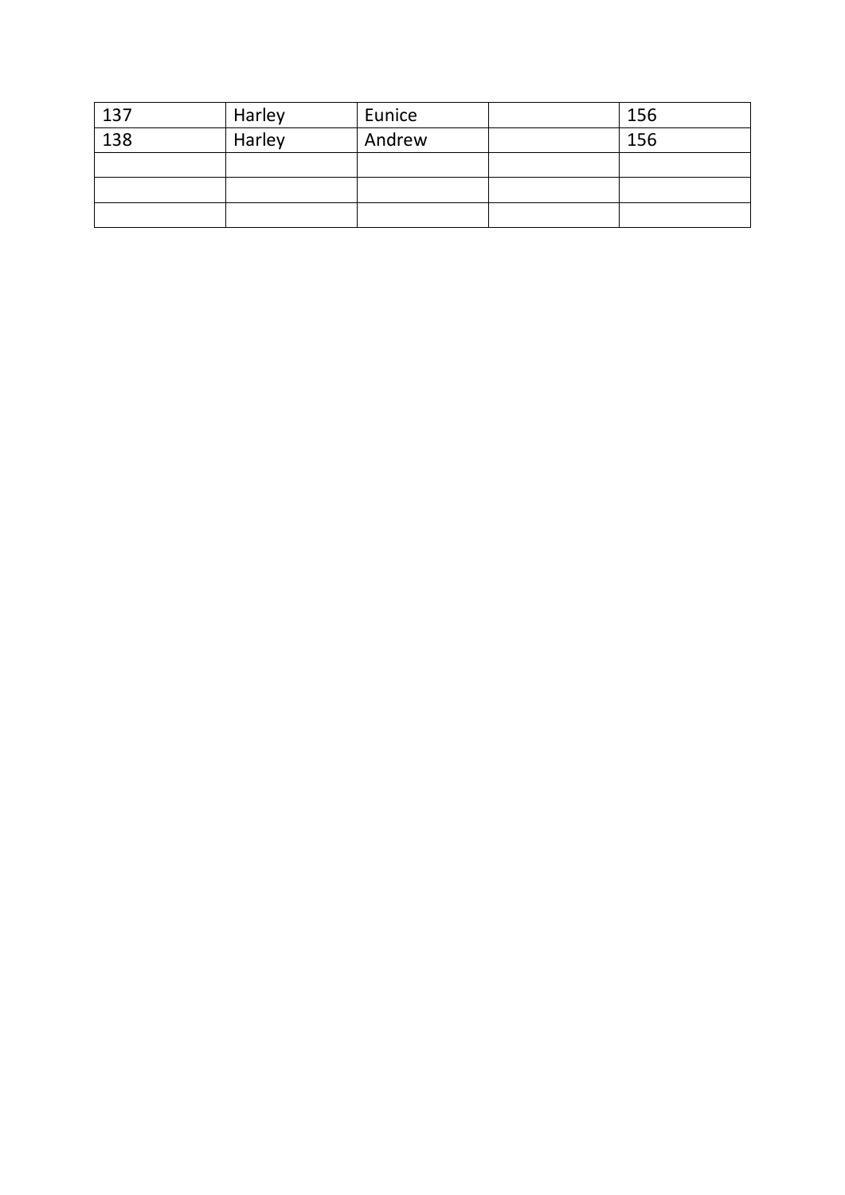| | | | | |
|---|---|---|---|---|
| 137 | Harley | Eunice | | 156 |
| 138 | Harley | Andrew | | 156 |
| | | | | |
| | | | | |
| | | | | |